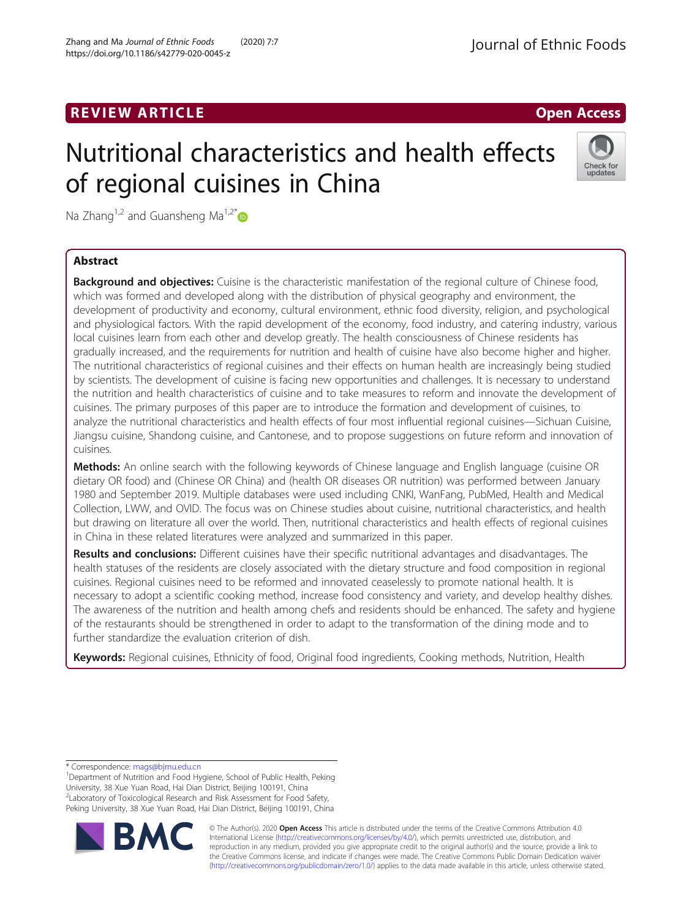REVIEW ARTICLE

Open Access

# Nutritional characteristics and health effects of regional cuisines in China

Na Zhang[1,2] and Guansheng Ma[1,2*]

## Abstract

**Background and objectives:** Cuisine is the characteristic manifestation of the regional culture of Chinese food, which was formed and developed along with the distribution of physical geography and environment, the development of productivity and economy, cultural environment, ethnic food diversity, religion, and psychological and physiological factors. With the rapid development of the economy, food industry, and catering industry, various local cuisines learn from each other and develop greatly. The health consciousness of Chinese residents has gradually increased, and the requirements for nutrition and health of cuisine have also become higher and higher. The nutritional characteristics of regional cuisines and their effects on human health are increasingly being studied by scientists. The development of cuisine is facing new opportunities and challenges. It is necessary to understand the nutrition and health characteristics of cuisine and to take measures to reform and innovate the development of cuisines. The primary purposes of this paper are to introduce the formation and development of cuisines, to analyze the nutritional characteristics and health effects of four most influential regional cuisines—Sichuan Cuisine, Jiangsu cuisine, Shandong cuisine, and Cantonese, and to propose suggestions on future reform and innovation of cuisines.

**Methods:** An online search with the following keywords of Chinese language and English language (cuisine OR dietary OR food) and (Chinese OR China) and (health OR diseases OR nutrition) was performed between January 1980 and September 2019. Multiple databases were used including CNKI, WanFang, PubMed, Health and Medical Collection, LWW, and OVID. The focus was on Chinese studies about cuisine, nutritional characteristics, and health but drawing on literature all over the world. Then, nutritional characteristics and health effects of regional cuisines in China in these related literatures were analyzed and summarized in this paper.

**Results and conclusions:** Different cuisines have their specific nutritional advantages and disadvantages. The health statuses of the residents are closely associated with the dietary structure and food composition in regional cuisines. Regional cuisines need to be reformed and innovated ceaselessly to promote national health. It is necessary to adopt a scientific cooking method, increase food consistency and variety, and develop healthy dishes. The awareness of the nutrition and health among chefs and residents should be enhanced. The safety and hygiene of the restaurants should be strengthened in order to adapt to the transformation of the dining mode and to further standardize the evaluation criterion of dish.

**Keywords:** Regional cuisines, Ethnicity of food, Original food ingredients, Cooking methods, Nutrition, Health

---

\* Correspondence: mags@bjmu.edu.cn

[1]Department of Nutrition and Food Hygiene, School of Public Health, Peking University, 38 Xue Yuan Road, Hai Dian District, Beijing 100191, China

[2]Laboratory of Toxicological Research and Risk Assessment for Food Safety, Peking University, 38 Xue Yuan Road, Hai Dian District, Beijing 100191, China

© The Author(s). 2020 **Open Access** This article is distributed under the terms of the Creative Commons Attribution 4.0 International License (http://creativecommons.org/licenses/by/4.0/), which permits unrestricted use, distribution, and reproduction in any medium, provided you give appropriate credit to the original author(s) and the source, provide a link to the Creative Commons license, and indicate if changes were made. The Creative Commons Public Domain Dedication waiver (http://creativecommons.org/publicdomain/zero/1.0/) applies to the data made available in this article, unless otherwise stated.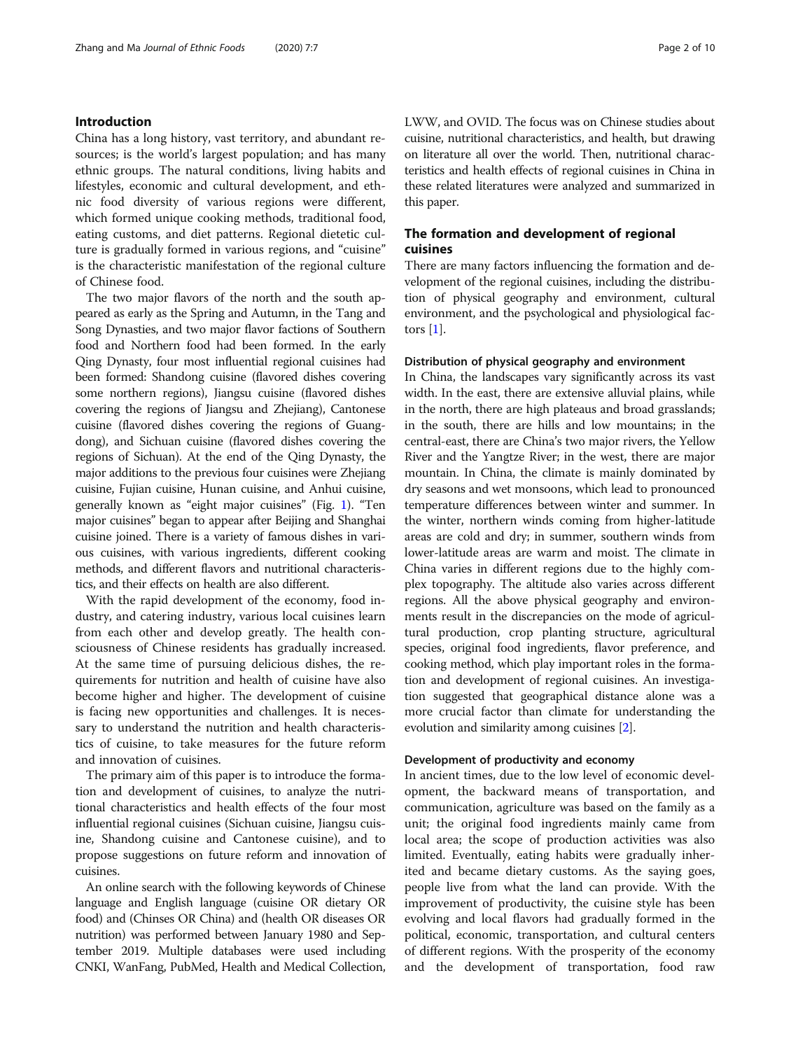## Introduction

China has a long history, vast territory, and abundant resources; is the world's largest population; and has many ethnic groups. The natural conditions, living habits and lifestyles, economic and cultural development, and ethnic food diversity of various regions were different, which formed unique cooking methods, traditional food, eating customs, and diet patterns. Regional dietetic culture is gradually formed in various regions, and "cuisine" is the characteristic manifestation of the regional culture of Chinese food.

The two major flavors of the north and the south appeared as early as the Spring and Autumn, in the Tang and Song Dynasties, and two major flavor factions of Southern food and Northern food had been formed. In the early Qing Dynasty, four most influential regional cuisines had been formed: Shandong cuisine (flavored dishes covering some northern regions), Jiangsu cuisine (flavored dishes covering the regions of Jiangsu and Zhejiang), Cantonese cuisine (flavored dishes covering the regions of Guangdong), and Sichuan cuisine (flavored dishes covering the regions of Sichuan). At the end of the Qing Dynasty, the major additions to the previous four cuisines were Zhejiang cuisine, Fujian cuisine, Hunan cuisine, and Anhui cuisine, generally known as "eight major cuisines" (Fig. 1). "Ten major cuisines" began to appear after Beijing and Shanghai cuisine joined. There is a variety of famous dishes in various cuisines, with various ingredients, different cooking methods, and different flavors and nutritional characteristics, and their effects on health are also different.

With the rapid development of the economy, food industry, and catering industry, various local cuisines learn from each other and develop greatly. The health consciousness of Chinese residents has gradually increased. At the same time of pursuing delicious dishes, the requirements for nutrition and health of cuisine have also become higher and higher. The development of cuisine is facing new opportunities and challenges. It is necessary to understand the nutrition and health characteristics of cuisine, to take measures for the future reform and innovation of cuisines.

The primary aim of this paper is to introduce the formation and development of cuisines, to analyze the nutritional characteristics and health effects of the four most influential regional cuisines (Sichuan cuisine, Jiangsu cuisine, Shandong cuisine and Cantonese cuisine), and to propose suggestions on future reform and innovation of cuisines.

An online search with the following keywords of Chinese language and English language (cuisine OR dietary OR food) and (Chinses OR China) and (health OR diseases OR nutrition) was performed between January 1980 and September 2019. Multiple databases were used including CNKI, WanFang, PubMed, Health and Medical Collection, LWW, and OVID. The focus was on Chinese studies about cuisine, nutritional characteristics, and health, but drawing on literature all over the world. Then, nutritional characteristics and health effects of regional cuisines in China in these related literatures were analyzed and summarized in this paper.

## The formation and development of regional cuisines

There are many factors influencing the formation and development of the regional cuisines, including the distribution of physical geography and environment, cultural environment, and the psychological and physiological factors [1].

### Distribution of physical geography and environment

In China, the landscapes vary significantly across its vast width. In the east, there are extensive alluvial plains, while in the north, there are high plateaus and broad grasslands; in the south, there are hills and low mountains; in the central-east, there are China's two major rivers, the Yellow River and the Yangtze River; in the west, there are major mountain. In China, the climate is mainly dominated by dry seasons and wet monsoons, which lead to pronounced temperature differences between winter and summer. In the winter, northern winds coming from higher-latitude areas are cold and dry; in summer, southern winds from lower-latitude areas are warm and moist. The climate in China varies in different regions due to the highly complex topography. The altitude also varies across different regions. All the above physical geography and environments result in the discrepancies on the mode of agricultural production, crop planting structure, agricultural species, original food ingredients, flavor preference, and cooking method, which play important roles in the formation and development of regional cuisines. An investigation suggested that geographical distance alone was a more crucial factor than climate for understanding the evolution and similarity among cuisines [2].

### Development of productivity and economy

In ancient times, due to the low level of economic development, the backward means of transportation, and communication, agriculture was based on the family as a unit; the original food ingredients mainly came from local area; the scope of production activities was also limited. Eventually, eating habits were gradually inherited and became dietary customs. As the saying goes, people live from what the land can provide. With the improvement of productivity, the cuisine style has been evolving and local flavors had gradually formed in the political, economic, transportation, and cultural centers of different regions. With the prosperity of the economy and the development of transportation, food raw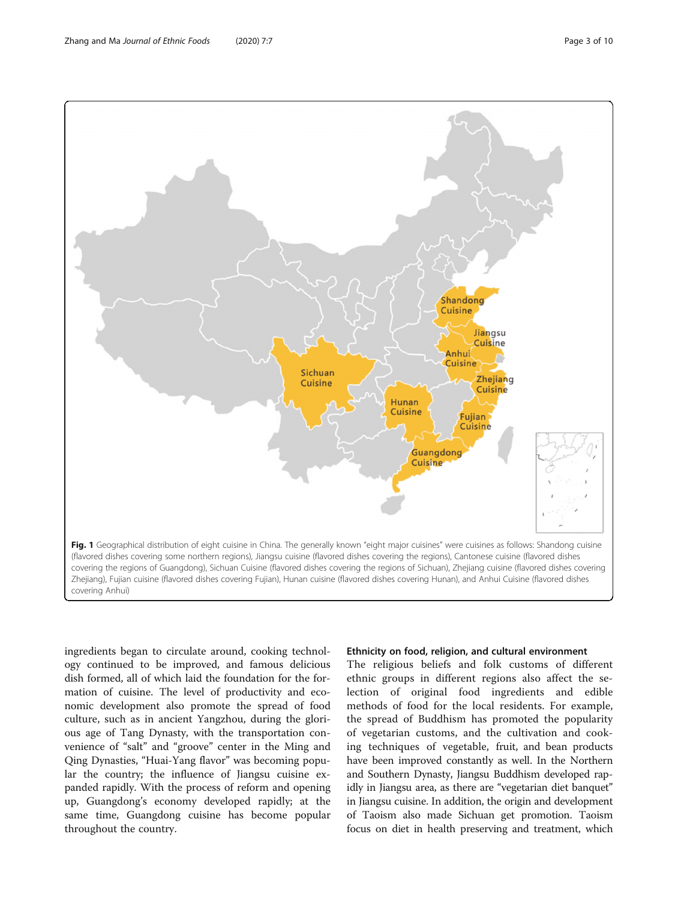**Fig. 1** Geographical distribution of eight cuisine in China. The generally known "eight major cuisines" were cuisines as follows: Shandong cuisine (flavored dishes covering some northern regions), Jiangsu cuisine (flavored dishes covering the regions), Cantonese cuisine (flavored dishes covering the regions of Guangdong), Sichuan Cuisine (flavored dishes covering the regions of Sichuan), Zhejiang cuisine (flavored dishes covering Zhejiang), Fujian cuisine (flavored dishes covering Fujian), Hunan cuisine (flavored dishes covering Hunan), and Anhui Cuisine (flavored dishes covering Anhui)

ingredients began to circulate around, cooking technology continued to be improved, and famous delicious dish formed, all of which laid the foundation for the formation of cuisine. The level of productivity and economic development also promote the spread of food culture, such as in ancient Yangzhou, during the glorious age of Tang Dynasty, with the transportation convenience of "salt" and "groove" center in the Ming and Qing Dynasties, "Huai-Yang flavor" was becoming popular the country; the influence of Jiangsu cuisine expanded rapidly. With the process of reform and opening up, Guangdong's economy developed rapidly; at the same time, Guangdong cuisine has become popular throughout the country.

### Ethnicity on food, religion, and cultural environment

The religious beliefs and folk customs of different ethnic groups in different regions also affect the selection of original food ingredients and edible methods of food for the local residents. For example, the spread of Buddhism has promoted the popularity of vegetarian customs, and the cultivation and cooking techniques of vegetable, fruit, and bean products have been improved constantly as well. In the Northern and Southern Dynasty, Jiangsu Buddhism developed rapidly in Jiangsu area, as there are "vegetarian diet banquet" in Jiangsu cuisine. In addition, the origin and development of Taoism also made Sichuan get promotion. Taoism focus on diet in health preserving and treatment, which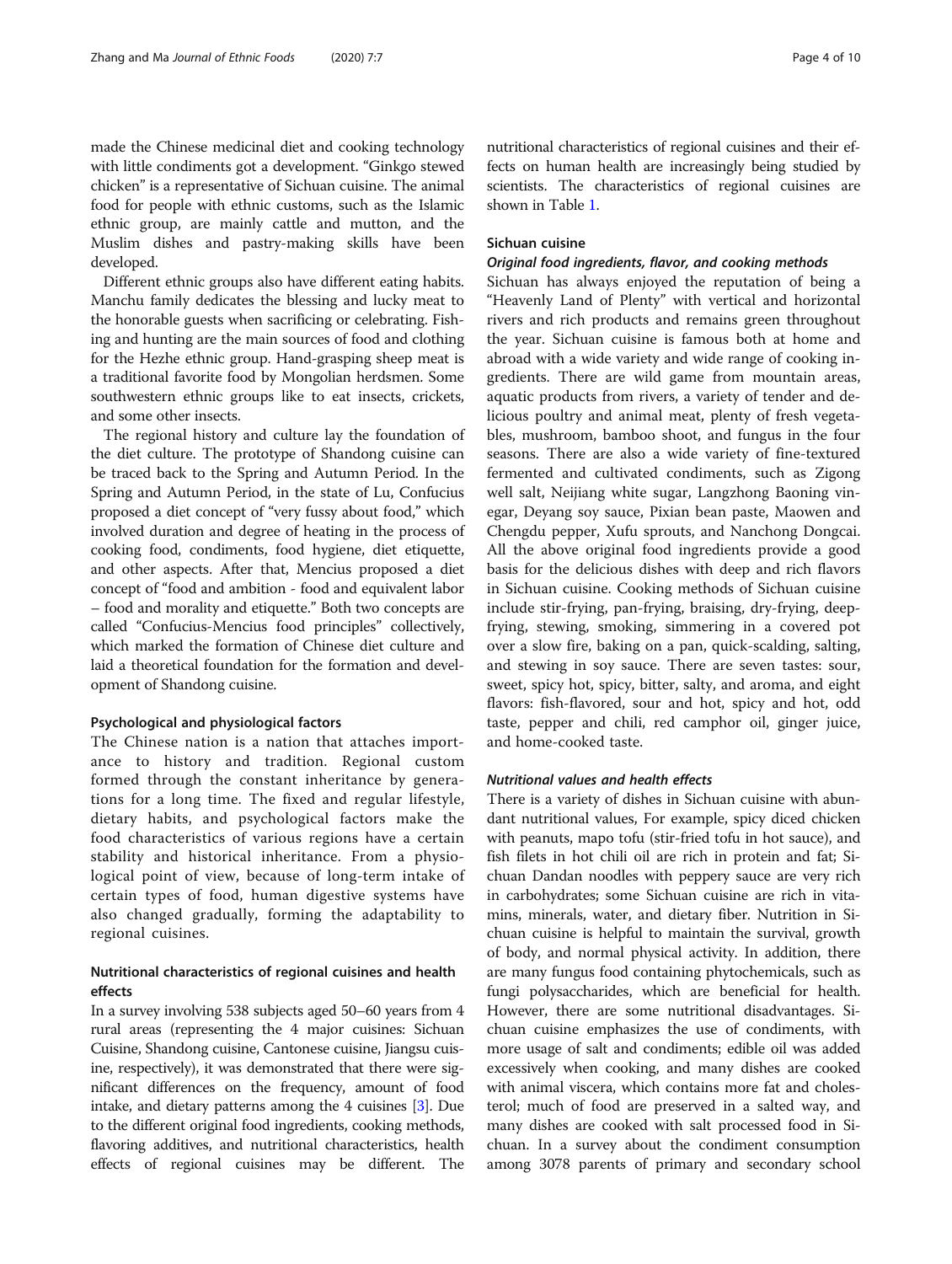made the Chinese medicinal diet and cooking technology with little condiments got a development. "Ginkgo stewed chicken" is a representative of Sichuan cuisine. The animal food for people with ethnic customs, such as the Islamic ethnic group, are mainly cattle and mutton, and the Muslim dishes and pastry-making skills have been developed.

Different ethnic groups also have different eating habits. Manchu family dedicates the blessing and lucky meat to the honorable guests when sacrificing or celebrating. Fishing and hunting are the main sources of food and clothing for the Hezhe ethnic group. Hand-grasping sheep meat is a traditional favorite food by Mongolian herdsmen. Some southwestern ethnic groups like to eat insects, crickets, and some other insects.

The regional history and culture lay the foundation of the diet culture. The prototype of Shandong cuisine can be traced back to the Spring and Autumn Period. In the Spring and Autumn Period, in the state of Lu, Confucius proposed a diet concept of "very fussy about food," which involved duration and degree of heating in the process of cooking food, condiments, food hygiene, diet etiquette, and other aspects. After that, Mencius proposed a diet concept of "food and ambition - food and equivalent labor – food and morality and etiquette." Both two concepts are called "Confucius-Mencius food principles" collectively, which marked the formation of Chinese diet culture and laid a theoretical foundation for the formation and development of Shandong cuisine.

### Psychological and physiological factors

The Chinese nation is a nation that attaches importance to history and tradition. Regional custom formed through the constant inheritance by generations for a long time. The fixed and regular lifestyle, dietary habits, and psychological factors make the food characteristics of various regions have a certain stability and historical inheritance. From a physiological point of view, because of long-term intake of certain types of food, human digestive systems have also changed gradually, forming the adaptability to regional cuisines.

## Nutritional characteristics of regional cuisines and health effects

In a survey involving 538 subjects aged 50–60 years from 4 rural areas (representing the 4 major cuisines: Sichuan Cuisine, Shandong cuisine, Cantonese cuisine, Jiangsu cuisine, respectively), it was demonstrated that there were significant differences on the frequency, amount of food intake, and dietary patterns among the 4 cuisines [3]. Due to the different original food ingredients, cooking methods, flavoring additives, and nutritional characteristics, health effects of regional cuisines may be different. The nutritional characteristics of regional cuisines and their effects on human health are increasingly being studied by scientists. The characteristics of regional cuisines are shown in Table 1.

### Sichuan cuisine

#### *Original food ingredients, flavor, and cooking methods*

Sichuan has always enjoyed the reputation of being a "Heavenly Land of Plenty" with vertical and horizontal rivers and rich products and remains green throughout the year. Sichuan cuisine is famous both at home and abroad with a wide variety and wide range of cooking ingredients. There are wild game from mountain areas, aquatic products from rivers, a variety of tender and delicious poultry and animal meat, plenty of fresh vegetables, mushroom, bamboo shoot, and fungus in the four seasons. There are also a wide variety of fine-textured fermented and cultivated condiments, such as Zigong well salt, Neijiang white sugar, Langzhong Baoning vinegar, Deyang soy sauce, Pixian bean paste, Maowen and Chengdu pepper, Xufu sprouts, and Nanchong Dongcai. All the above original food ingredients provide a good basis for the delicious dishes with deep and rich flavors in Sichuan cuisine. Cooking methods of Sichuan cuisine include stir-frying, pan-frying, braising, dry-frying, deep-frying, stewing, smoking, simmering in a covered pot over a slow fire, baking on a pan, quick-scalding, salting, and stewing in soy sauce. There are seven tastes: sour, sweet, spicy hot, spicy, bitter, salty, and aroma, and eight flavors: fish-flavored, sour and hot, spicy and hot, odd taste, pepper and chili, red camphor oil, ginger juice, and home-cooked taste.

#### *Nutritional values and health effects*

There is a variety of dishes in Sichuan cuisine with abundant nutritional values, For example, spicy diced chicken with peanuts, mapo tofu (stir-fried tofu in hot sauce), and fish filets in hot chili oil are rich in protein and fat; Sichuan Dandan noodles with peppery sauce are very rich in carbohydrates; some Sichuan cuisine are rich in vitamins, minerals, water, and dietary fiber. Nutrition in Sichuan cuisine is helpful to maintain the survival, growth of body, and normal physical activity. In addition, there are many fungus food containing phytochemicals, such as fungi polysaccharides, which are beneficial for health. However, there are some nutritional disadvantages. Sichuan cuisine emphasizes the use of condiments, with more usage of salt and condiments; edible oil was added excessively when cooking, and many dishes are cooked with animal viscera, which contains more fat and cholesterol; much of food are preserved in a salted way, and many dishes are cooked with salt processed food in Sichuan. In a survey about the condiment consumption among 3078 parents of primary and secondary school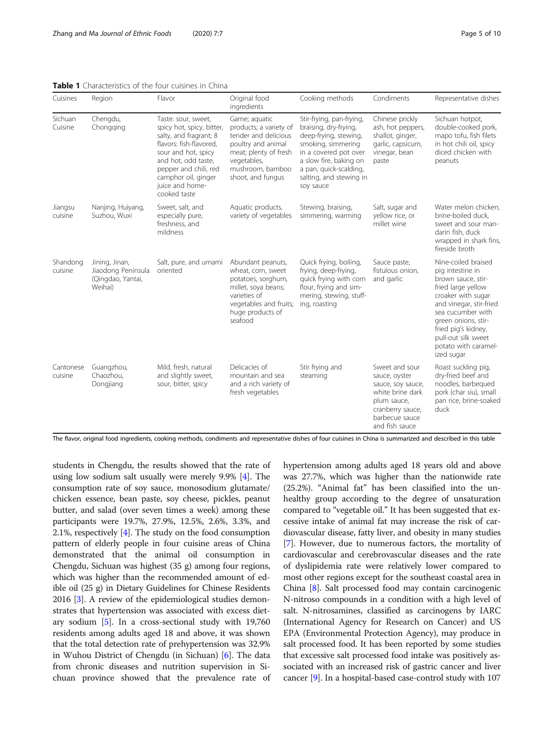**Table 1** Characteristics of the four cuisines in China

| Cuisines | Region | Flavor | Original food ingredients | Cooking methods | Condiments | Representative dishes |
| --- | --- | --- | --- | --- | --- | --- |
| Sichuan Cuisine | Chengdu, Chongqing | Taste: sour, sweet, spicy hot, spicy, bitter, salty, and fragrant; 8 flavors: fish-flavored, sour and hot, spicy and hot, odd taste, pepper and chili, red camphor oil, ginger juice and home-cooked taste | Game; aquatic products; a variety of tender and delicious poultry and animal meat; plenty of fresh vegetables, mushroom, bamboo shoot, and fungus | Stir-frying, pan-frying, braising, dry-frying, deep-frying, stewing, smoking, simmering in a covered pot over a slow fire, baking on a pan, quick-scalding, salting, and stewing in soy sauce | Chinese prickly ash, hot peppers, shallot, ginger, garlic, capsicum, vinegar, bean paste | Sichuan hotpot, double-cooked pork, mapo tofu, fish filets in hot chili oil, spicy diced chicken with peanuts |
| Jiangsu cuisine | Nanjing, Huiyang, Suzhou, Wuxi | Sweet, salt, and especially pure, freshness, and mildness | Aquatic products, variety of vegetables | Stewing, braising, simmering, warming | Salt, sugar and yellow rice, or millet wine | Water melon chicken, brine-boiled duck, sweet and sour mandarin fish, duck wrapped in shark fins, fireside broth |
| Shandong cuisine | Jining, Jinan, Jiaodong Peninsula (Qingdao, Yantai, Weihai) | Salt, pure, and umami oriented | Abundant peanuts, wheat, corn, sweet potatoes, sorghum, millet, soya beans; varieties of vegetables and fruits; huge products of seafood | Quick frying, boiling, frying, deep-frying, quick frying with corn flour, frying and simmering, stewing, stuffing, roasting | Sauce paste, fistulous onion, and garlic | Nine-coiled braised pig intestine in brown sauce, stir-fried large yellow croaker with sugar and vinegar, stir-fried sea cucumber with green onions, stir-fried pig's kidney, pull-out silk sweet potato with caramelized sugar |
| Cantonese cuisine | Guangzhou, Chaozhou, Dongjiang | Mild, fresh, natural and slightly sweet, sour, bitter, spicy | Delicacies of mountain and sea and a rich variety of fresh vegetables | Stir frying and steaming | Sweet and sour sauce, oyster sauce, soy sauce, white brine dark plum sauce, cranberry sauce, barbecue sauce and fish sauce | Roast suckling pig, dry-fried beef and noodles, barbequed pork (char siu), small pan rice, brine-soaked duck |

The flavor, original food ingredients, cooking methods, condiments and representative dishes of four cuisines in China is summarized and described in this table

students in Chengdu, the results showed that the rate of using low sodium salt usually were merely 9.9% [4]. The consumption rate of soy sauce, monosodium glutamate/chicken essence, bean paste, soy cheese, pickles, peanut butter, and salad (over seven times a week) among these participants were 19.7%, 27.9%, 12.5%, 2.6%, 3.3%, and 2.1%, respectively [4]. The study on the food consumption pattern of elderly people in four cuisine areas of China demonstrated that the animal oil consumption in Chengdu, Sichuan was highest (35 g) among four regions, which was higher than the recommended amount of edible oil (25 g) in Dietary Guidelines for Chinese Residents 2016 [3]. A review of the epidemiological studies demonstrates that hypertension was associated with excess dietary sodium [5]. In a cross-sectional study with 19,760 residents among adults aged 18 and above, it was shown that the total detection rate of prehypertension was 32.9% in Wuhou District of Chengdu (in Sichuan) [6]. The data from chronic diseases and nutrition supervision in Sichuan province showed that the prevalence rate of hypertension among adults aged 18 years old and above was 27.7%, which was higher than the nationwide rate (25.2%). "Animal fat" has been classified into the unhealthy group according to the degree of unsaturation compared to "vegetable oil." It has been suggested that excessive intake of animal fat may increase the risk of cardiovascular disease, fatty liver, and obesity in many studies [7]. However, due to numerous factors, the mortality of cardiovascular and cerebrovascular diseases and the rate of dyslipidemia rate were relatively lower compared to most other regions except for the southeast coastal area in China [8]. Salt processed food may contain carcinogenic N-nitroso compounds in a condition with a high level of salt. N-nitrosamines, classified as carcinogens by IARC (International Agency for Research on Cancer) and US EPA (Environmental Protection Agency), may produce in salt processed food. It has been reported by some studies that excessive salt processed food intake was positively associated with an increased risk of gastric cancer and liver cancer [9]. In a hospital-based case-control study with 107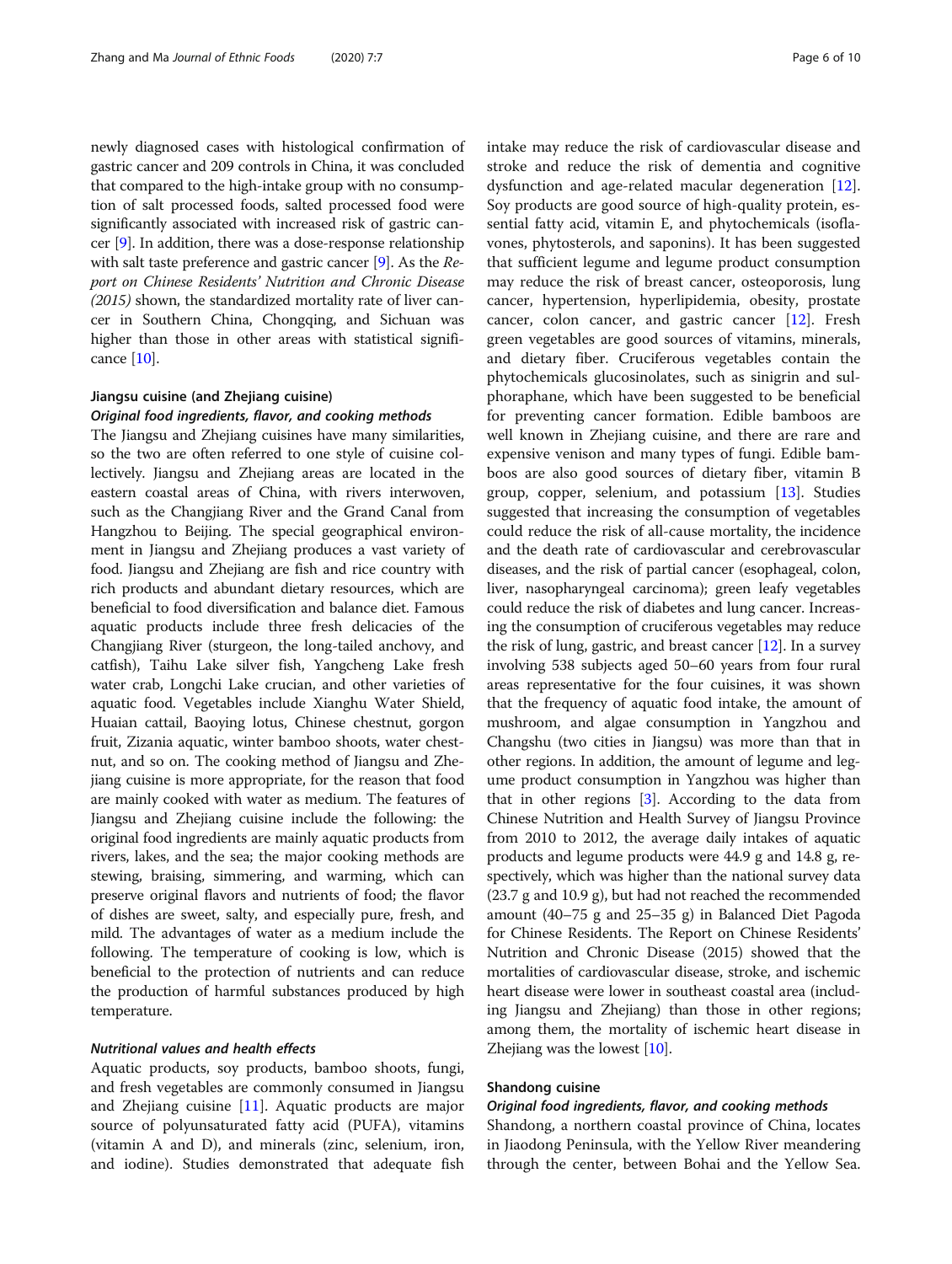newly diagnosed cases with histological confirmation of gastric cancer and 209 controls in China, it was concluded that compared to the high-intake group with no consumption of salt processed foods, salted processed food were significantly associated with increased risk of gastric cancer [9]. In addition, there was a dose-response relationship with salt taste preference and gastric cancer [9]. As the *Report on Chinese Residents' Nutrition and Chronic Disease (2015)* shown, the standardized mortality rate of liver cancer in Southern China, Chongqing, and Sichuan was higher than those in other areas with statistical significance [10].

### Jiangsu cuisine (and Zhejiang cuisine)

#### *Original food ingredients, flavor, and cooking methods*

The Jiangsu and Zhejiang cuisines have many similarities, so the two are often referred to one style of cuisine collectively. Jiangsu and Zhejiang areas are located in the eastern coastal areas of China, with rivers interwoven, such as the Changjiang River and the Grand Canal from Hangzhou to Beijing. The special geographical environment in Jiangsu and Zhejiang produces a vast variety of food. Jiangsu and Zhejiang are fish and rice country with rich products and abundant dietary resources, which are beneficial to food diversification and balance diet. Famous aquatic products include three fresh delicacies of the Changjiang River (sturgeon, the long-tailed anchovy, and catfish), Taihu Lake silver fish, Yangcheng Lake fresh water crab, Longchi Lake crucian, and other varieties of aquatic food. Vegetables include Xianghu Water Shield, Huaian cattail, Baoying lotus, Chinese chestnut, gorgon fruit, Zizania aquatic, winter bamboo shoots, water chestnut, and so on. The cooking method of Jiangsu and Zhejiang cuisine is more appropriate, for the reason that food are mainly cooked with water as medium. The features of Jiangsu and Zhejiang cuisine include the following: the original food ingredients are mainly aquatic products from rivers, lakes, and the sea; the major cooking methods are stewing, braising, simmering, and warming, which can preserve original flavors and nutrients of food; the flavor of dishes are sweet, salty, and especially pure, fresh, and mild. The advantages of water as a medium include the following. The temperature of cooking is low, which is beneficial to the protection of nutrients and can reduce the production of harmful substances produced by high temperature.

#### *Nutritional values and health effects*

Aquatic products, soy products, bamboo shoots, fungi, and fresh vegetables are commonly consumed in Jiangsu and Zhejiang cuisine [11]. Aquatic products are major source of polyunsaturated fatty acid (PUFA), vitamins (vitamin A and D), and minerals (zinc, selenium, iron, and iodine). Studies demonstrated that adequate fish intake may reduce the risk of cardiovascular disease and stroke and reduce the risk of dementia and cognitive dysfunction and age-related macular degeneration [12]. Soy products are good source of high-quality protein, essential fatty acid, vitamin E, and phytochemicals (isoflavones, phytosterols, and saponins). It has been suggested that sufficient legume and legume product consumption may reduce the risk of breast cancer, osteoporosis, lung cancer, hypertension, hyperlipidemia, obesity, prostate cancer, colon cancer, and gastric cancer [12]. Fresh green vegetables are good sources of vitamins, minerals, and dietary fiber. Cruciferous vegetables contain the phytochemicals glucosinolates, such as sinigrin and sulphoraphane, which have been suggested to be beneficial for preventing cancer formation. Edible bamboos are well known in Zhejiang cuisine, and there are rare and expensive venison and many types of fungi. Edible bamboos are also good sources of dietary fiber, vitamin B group, copper, selenium, and potassium [13]. Studies suggested that increasing the consumption of vegetables could reduce the risk of all-cause mortality, the incidence and the death rate of cardiovascular and cerebrovascular diseases, and the risk of partial cancer (esophageal, colon, liver, nasopharyngeal carcinoma); green leafy vegetables could reduce the risk of diabetes and lung cancer. Increasing the consumption of cruciferous vegetables may reduce the risk of lung, gastric, and breast cancer [12]. In a survey involving 538 subjects aged 50–60 years from four rural areas representative for the four cuisines, it was shown that the frequency of aquatic food intake, the amount of mushroom, and algae consumption in Yangzhou and Changshu (two cities in Jiangsu) was more than that in other regions. In addition, the amount of legume and legume product consumption in Yangzhou was higher than that in other regions [3]. According to the data from Chinese Nutrition and Health Survey of Jiangsu Province from 2010 to 2012, the average daily intakes of aquatic products and legume products were 44.9 g and 14.8 g, respectively, which was higher than the national survey data (23.7 g and 10.9 g), but had not reached the recommended amount (40–75 g and 25–35 g) in Balanced Diet Pagoda for Chinese Residents. The Report on Chinese Residents' Nutrition and Chronic Disease (2015) showed that the mortalities of cardiovascular disease, stroke, and ischemic heart disease were lower in southeast coastal area (including Jiangsu and Zhejiang) than those in other regions; among them, the mortality of ischemic heart disease in Zhejiang was the lowest [10].

### Shandong cuisine

#### *Original food ingredients, flavor, and cooking methods*

Shandong, a northern coastal province of China, locates in Jiaodong Peninsula, with the Yellow River meandering through the center, between Bohai and the Yellow Sea.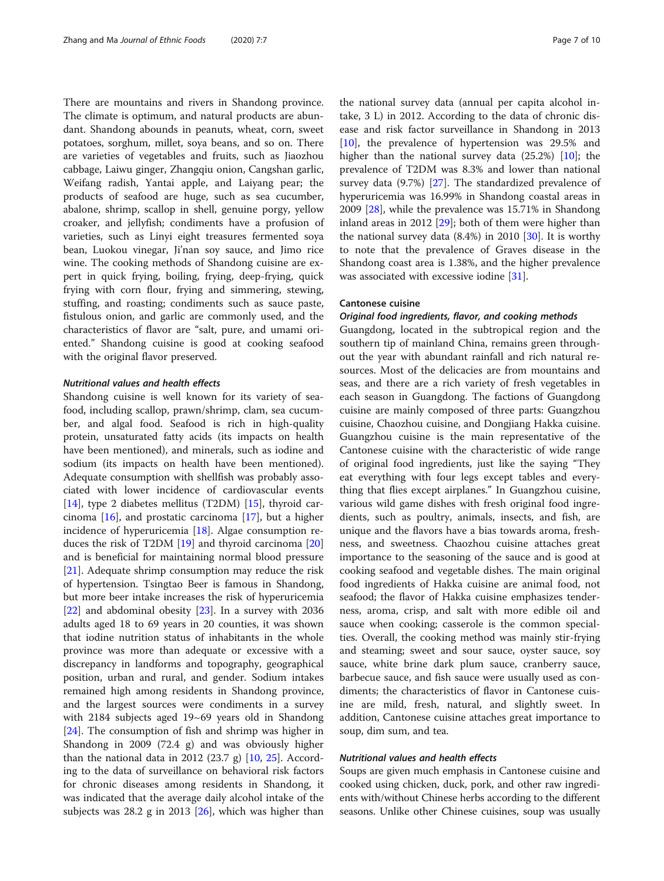There are mountains and rivers in Shandong province. The climate is optimum, and natural products are abundant. Shandong abounds in peanuts, wheat, corn, sweet potatoes, sorghum, millet, soya beans, and so on. There are varieties of vegetables and fruits, such as Jiaozhou cabbage, Laiwu ginger, Zhangqiu onion, Cangshan garlic, Weifang radish, Yantai apple, and Laiyang pear; the products of seafood are huge, such as sea cucumber, abalone, shrimp, scallop in shell, genuine porgy, yellow croaker, and jellyfish; condiments have a profusion of varieties, such as Linyi eight treasures fermented soya bean, Luokou vinegar, Ji'nan soy sauce, and Jimo rice wine. The cooking methods of Shandong cuisine are expert in quick frying, boiling, frying, deep-frying, quick frying with corn flour, frying and simmering, stewing, stuffing, and roasting; condiments such as sauce paste, fistulous onion, and garlic are commonly used, and the characteristics of flavor are "salt, pure, and umami oriented." Shandong cuisine is good at cooking seafood with the original flavor preserved.

#### *Nutritional values and health effects*

Shandong cuisine is well known for its variety of seafood, including scallop, prawn/shrimp, clam, sea cucumber, and algal food. Seafood is rich in high-quality protein, unsaturated fatty acids (its impacts on health have been mentioned), and minerals, such as iodine and sodium (its impacts on health have been mentioned). Adequate consumption with shellfish was probably associated with lower incidence of cardiovascular events [14], type 2 diabetes mellitus (T2DM) [15], thyroid carcinoma [16], and prostatic carcinoma [17], but a higher incidence of hyperuricemia [18]. Algae consumption reduces the risk of T2DM [19] and thyroid carcinoma [20] and is beneficial for maintaining normal blood pressure [21]. Adequate shrimp consumption may reduce the risk of hypertension. Tsingtao Beer is famous in Shandong, but more beer intake increases the risk of hyperuricemia [22] and abdominal obesity [23]. In a survey with 2036 adults aged 18 to 69 years in 20 counties, it was shown that iodine nutrition status of inhabitants in the whole province was more than adequate or excessive with a discrepancy in landforms and topography, geographical position, urban and rural, and gender. Sodium intakes remained high among residents in Shandong province, and the largest sources were condiments in a survey with 2184 subjects aged 19~69 years old in Shandong [24]. The consumption of fish and shrimp was higher in Shandong in 2009 (72.4 g) and was obviously higher than the national data in 2012 (23.7 g) [10, 25]. According to the data of surveillance on behavioral risk factors for chronic diseases among residents in Shandong, it was indicated that the average daily alcohol intake of the subjects was 28.2 g in 2013 [26], which was higher than the national survey data (annual per capita alcohol intake, 3 L) in 2012. According to the data of chronic disease and risk factor surveillance in Shandong in 2013 [10], the prevalence of hypertension was 29.5% and higher than the national survey data (25.2%) [10]; the prevalence of T2DM was 8.3% and lower than national survey data (9.7%) [27]. The standardized prevalence of hyperuricemia was 16.99% in Shandong coastal areas in 2009 [28], while the prevalence was 15.71% in Shandong inland areas in 2012 [29]; both of them were higher than the national survey data (8.4%) in 2010 [30]. It is worthy to note that the prevalence of Graves disease in the Shandong coast area is 1.38%, and the higher prevalence was associated with excessive iodine [31].

### Cantonese cuisine

#### *Original food ingredients, flavor, and cooking methods*

Guangdong, located in the subtropical region and the southern tip of mainland China, remains green throughout the year with abundant rainfall and rich natural resources. Most of the delicacies are from mountains and seas, and there are a rich variety of fresh vegetables in each season in Guangdong. The factions of Guangdong cuisine are mainly composed of three parts: Guangzhou cuisine, Chaozhou cuisine, and Dongjiang Hakka cuisine. Guangzhou cuisine is the main representative of the Cantonese cuisine with the characteristic of wide range of original food ingredients, just like the saying "They eat everything with four legs except tables and everything that flies except airplanes." In Guangzhou cuisine, various wild game dishes with fresh original food ingredients, such as poultry, animals, insects, and fish, are unique and the flavors have a bias towards aroma, freshness, and sweetness. Chaozhou cuisine attaches great importance to the seasoning of the sauce and is good at cooking seafood and vegetable dishes. The main original food ingredients of Hakka cuisine are animal food, not seafood; the flavor of Hakka cuisine emphasizes tenderness, aroma, crisp, and salt with more edible oil and sauce when cooking; casserole is the common specialties. Overall, the cooking method was mainly stir-frying and steaming; sweet and sour sauce, oyster sauce, soy sauce, white brine dark plum sauce, cranberry sauce, barbecue sauce, and fish sauce were usually used as condiments; the characteristics of flavor in Cantonese cuisine are mild, fresh, natural, and slightly sweet. In addition, Cantonese cuisine attaches great importance to soup, dim sum, and tea.

#### *Nutritional values and health effects*

Soups are given much emphasis in Cantonese cuisine and cooked using chicken, duck, pork, and other raw ingredients with/without Chinese herbs according to the different seasons. Unlike other Chinese cuisines, soup was usually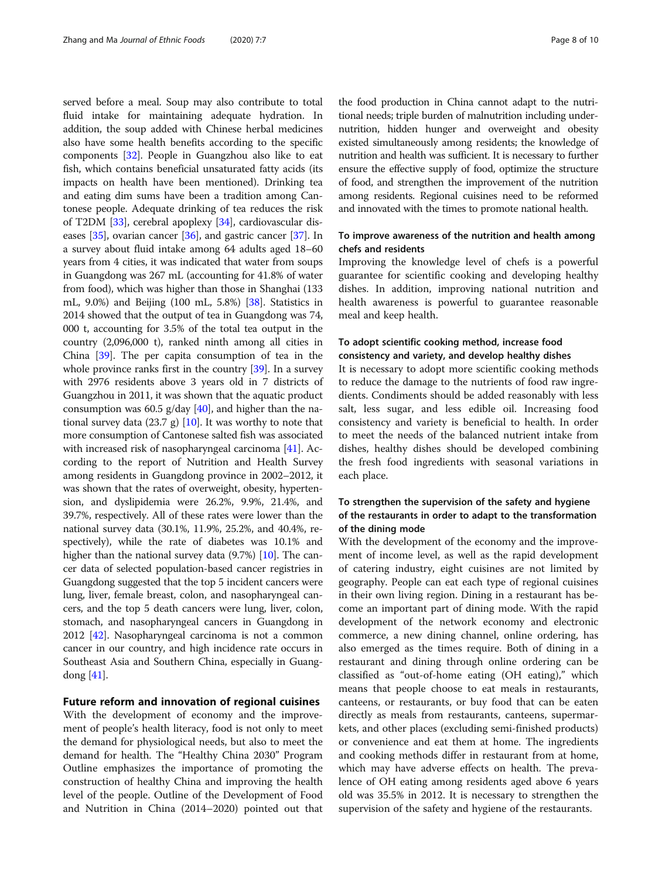served before a meal. Soup may also contribute to total fluid intake for maintaining adequate hydration. In addition, the soup added with Chinese herbal medicines also have some health benefits according to the specific components [32]. People in Guangzhou also like to eat fish, which contains beneficial unsaturated fatty acids (its impacts on health have been mentioned). Drinking tea and eating dim sums have been a tradition among Cantonese people. Adequate drinking of tea reduces the risk of T2DM [33], cerebral apoplexy [34], cardiovascular diseases [35], ovarian cancer [36], and gastric cancer [37]. In a survey about fluid intake among 64 adults aged 18–60 years from 4 cities, it was indicated that water from soups in Guangdong was 267 mL (accounting for 41.8% of water from food), which was higher than those in Shanghai (133 mL, 9.0%) and Beijing (100 mL, 5.8%) [38]. Statistics in 2014 showed that the output of tea in Guangdong was 74, 000 t, accounting for 3.5% of the total tea output in the country (2,096,000 t), ranked ninth among all cities in China [39]. The per capita consumption of tea in the whole province ranks first in the country [39]. In a survey with 2976 residents above 3 years old in 7 districts of Guangzhou in 2011, it was shown that the aquatic product consumption was 60.5 g/day [40], and higher than the national survey data (23.7 g) [10]. It was worthy to note that more consumption of Cantonese salted fish was associated with increased risk of nasopharyngeal carcinoma [41]. According to the report of Nutrition and Health Survey among residents in Guangdong province in 2002–2012, it was shown that the rates of overweight, obesity, hypertension, and dyslipidemia were 26.2%, 9.9%, 21.4%, and 39.7%, respectively. All of these rates were lower than the national survey data (30.1%, 11.9%, 25.2%, and 40.4%, respectively), while the rate of diabetes was 10.1% and higher than the national survey data (9.7%) [10]. The cancer data of selected population-based cancer registries in Guangdong suggested that the top 5 incident cancers were lung, liver, female breast, colon, and nasopharyngeal cancers, and the top 5 death cancers were lung, liver, colon, stomach, and nasopharyngeal cancers in Guangdong in 2012 [42]. Nasopharyngeal carcinoma is not a common cancer in our country, and high incidence rate occurs in Southeast Asia and Southern China, especially in Guangdong [41].

## Future reform and innovation of regional cuisines

With the development of economy and the improvement of people's health literacy, food is not only to meet the demand for physiological needs, but also to meet the demand for health. The "Healthy China 2030" Program Outline emphasizes the importance of promoting the construction of healthy China and improving the health level of the people. Outline of the Development of Food and Nutrition in China (2014–2020) pointed out that the food production in China cannot adapt to the nutritional needs; triple burden of malnutrition including undernutrition, hidden hunger and overweight and obesity existed simultaneously among residents; the knowledge of nutrition and health was sufficient. It is necessary to further ensure the effective supply of food, optimize the structure of food, and strengthen the improvement of the nutrition among residents. Regional cuisines need to be reformed and innovated with the times to promote national health.

### To improve awareness of the nutrition and health among chefs and residents

Improving the knowledge level of chefs is a powerful guarantee for scientific cooking and developing healthy dishes. In addition, improving national nutrition and health awareness is powerful to guarantee reasonable meal and keep health.

### To adopt scientific cooking method, increase food consistency and variety, and develop healthy dishes

It is necessary to adopt more scientific cooking methods to reduce the damage to the nutrients of food raw ingredients. Condiments should be added reasonably with less salt, less sugar, and less edible oil. Increasing food consistency and variety is beneficial to health. In order to meet the needs of the balanced nutrient intake from dishes, healthy dishes should be developed combining the fresh food ingredients with seasonal variations in each place.

### To strengthen the supervision of the safety and hygiene of the restaurants in order to adapt to the transformation of the dining mode

With the development of the economy and the improvement of income level, as well as the rapid development of catering industry, eight cuisines are not limited by geography. People can eat each type of regional cuisines in their own living region. Dining in a restaurant has become an important part of dining mode. With the rapid development of the network economy and electronic commerce, a new dining channel, online ordering, has also emerged as the times require. Both of dining in a restaurant and dining through online ordering can be classified as "out-of-home eating (OH eating)," which means that people choose to eat meals in restaurants, canteens, or restaurants, or buy food that can be eaten directly as meals from restaurants, canteens, supermarkets, and other places (excluding semi-finished products) or convenience and eat them at home. The ingredients and cooking methods differ in restaurant from at home, which may have adverse effects on health. The prevalence of OH eating among residents aged above 6 years old was 35.5% in 2012. It is necessary to strengthen the supervision of the safety and hygiene of the restaurants.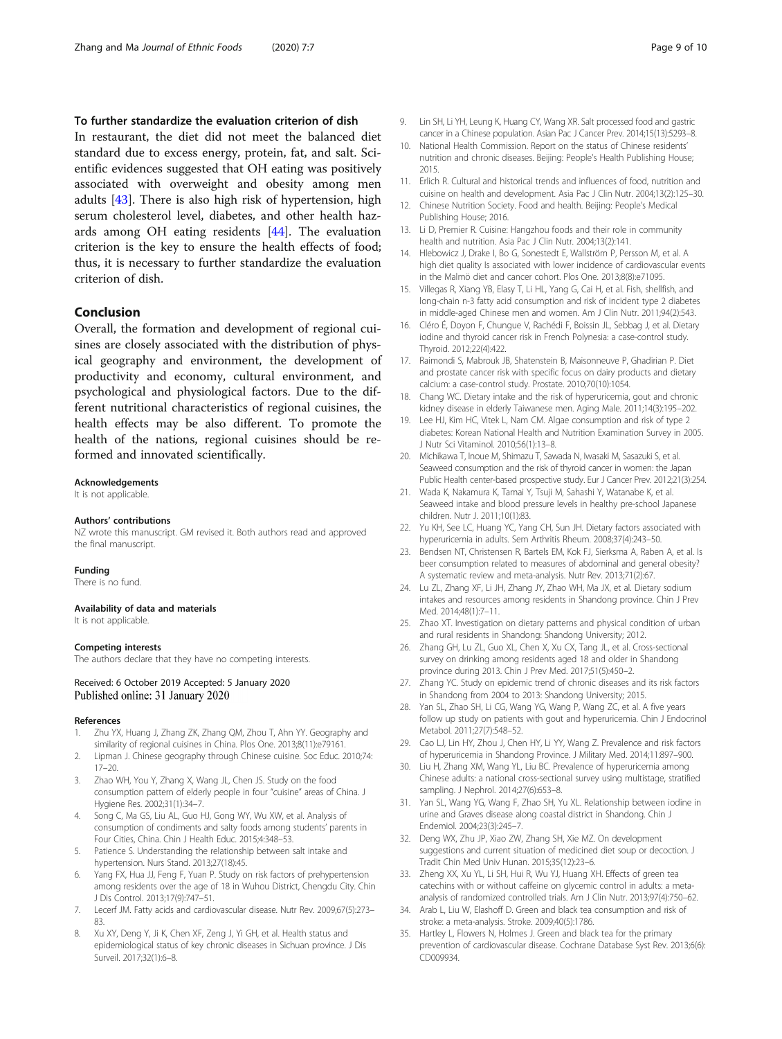### To further standardize the evaluation criterion of dish

In restaurant, the diet did not meet the balanced diet standard due to excess energy, protein, fat, and salt. Scientific evidences suggested that OH eating was positively associated with overweight and obesity among men adults [43]. There is also high risk of hypertension, high serum cholesterol level, diabetes, and other health hazards among OH eating residents [44]. The evaluation criterion is the key to ensure the health effects of food; thus, it is necessary to further standardize the evaluation criterion of dish.

## Conclusion

Overall, the formation and development of regional cuisines are closely associated with the distribution of physical geography and environment, the development of productivity and economy, cultural environment, and psychological and physiological factors. Due to the different nutritional characteristics of regional cuisines, the health effects may be also different. To promote the health of the nations, regional cuisines should be reformed and innovated scientifically.

#### Acknowledgements

It is not applicable.

#### Authors' contributions

NZ wrote this manuscript. GM revised it. Both authors read and approved the final manuscript.

#### Funding

There is no fund.

#### Availability of data and materials

It is not applicable.

#### Competing interests

The authors declare that they have no competing interests.

Received: 6 October 2019 Accepted: 5 January 2020
Published online: 31 January 2020

#### References

1. Zhu YX, Huang J, Zhang ZK, Zhang QM, Zhou T, Ahn YY. Geography and similarity of regional cuisines in China. Plos One. 2013;8(11):e79161.
2. Lipman J. Chinese geography through Chinese cuisine. Soc Educ. 2010;74:17–20.
3. Zhao WH, You Y, Zhang X, Wang JL, Chen JS. Study on the food consumption pattern of elderly people in four "cuisine" areas of China. J Hygiene Res. 2002;31(1):34–7.
4. Song C, Ma GS, Liu AL, Guo HJ, Gong WY, Wu XW, et al. Analysis of consumption of condiments and salty foods among students' parents in Four Cities, China. Chin J Health Educ. 2015;4:348–53.
5. Patience S. Understanding the relationship between salt intake and hypertension. Nurs Stand. 2013;27(18):45.
6. Yang FX, Hua JJ, Feng F, Yuan P. Study on risk factors of prehypertension among residents over the age of 18 in Wuhou District, Chengdu City. Chin J Dis Control. 2013;17(9):747–51.
7. Lecerf JM. Fatty acids and cardiovascular disease. Nutr Rev. 2009;67(5):273–83.
8. Xu XY, Deng Y, Ji K, Chen XF, Zeng J, Yi GH, et al. Health status and epidemiological status of key chronic diseases in Sichuan province. J Dis Surveil. 2017;32(1):6–8.
9. Lin SH, Li YH, Leung K, Huang CY, Wang XR. Salt processed food and gastric cancer in a Chinese population. Asian Pac J Cancer Prev. 2014;15(13):5293–8.
10. National Health Commission. Report on the status of Chinese residents' nutrition and chronic diseases. Beijing: People's Health Publishing House; 2015.
11. Erlich R. Cultural and historical trends and influences of food, nutrition and cuisine on health and development. Asia Pac J Clin Nutr. 2004;13(2):125–30.
12. Chinese Nutrition Society. Food and health. Beijing: People's Medical Publishing House; 2016.
13. Li D, Premier R. Cuisine: Hangzhou foods and their role in community health and nutrition. Asia Pac J Clin Nutr. 2004;13(2):141.
14. Hlebowicz J, Drake I, Bo G, Sonestedt E, Wallström P, Persson M, et al. A high diet quality Is associated with lower incidence of cardiovascular events in the Malmö diet and cancer cohort. Plos One. 2013;8(8):e71095.
15. Villegas R, Xiang YB, Elasy T, Li HL, Yang G, Cai H, et al. Fish, shellfish, and long-chain n-3 fatty acid consumption and risk of incident type 2 diabetes in middle-aged Chinese men and women. Am J Clin Nutr. 2011;94(2):543.
16. Cléro É, Doyon F, Chungue V, Rachédi F, Boissin JL, Sebbag J, et al. Dietary iodine and thyroid cancer risk in French Polynesia: a case-control study. Thyroid. 2012;22(4):422.
17. Raimondi S, Mabrouk JB, Shatenstein B, Maisonneuve P, Ghadirian P. Diet and prostate cancer risk with specific focus on dairy products and dietary calcium: a case-control study. Prostate. 2010;70(10):1054.
18. Chang WC. Dietary intake and the risk of hyperuricemia, gout and chronic kidney disease in elderly Taiwanese men. Aging Male. 2011;14(3):195–202.
19. Lee HJ, Kim HC, Vitek L, Nam CM. Algae consumption and risk of type 2 diabetes: Korean National Health and Nutrition Examination Survey in 2005. J Nutr Sci Vitaminol. 2010;56(1):13–8.
20. Michikawa T, Inoue M, Shimazu T, Sawada N, Iwasaki M, Sasazuki S, et al. Seaweed consumption and the risk of thyroid cancer in women: the Japan Public Health center-based prospective study. Eur J Cancer Prev. 2012;21(3):254.
21. Wada K, Nakamura K, Tamai Y, Tsuji M, Sahashi Y, Watanabe K, et al. Seaweed intake and blood pressure levels in healthy pre-school Japanese children. Nutr J. 2011;10(1):83.
22. Yu KH, See LC, Huang YC, Yang CH, Sun JH. Dietary factors associated with hyperuricemia in adults. Sem Arthritis Rheum. 2008;37(4):243–50.
23. Bendsen NT, Christensen R, Bartels EM, Kok FJ, Sierksma A, Raben A, et al. Is beer consumption related to measures of abdominal and general obesity? A systematic review and meta-analysis. Nutr Rev. 2013;71(2):67.
24. Lu ZL, Zhang XF, Li JH, Zhang JY, Zhao WH, Ma JX, et al. Dietary sodium intakes and resources among residents in Shandong province. Chin J Prev Med. 2014;48(1):7–11.
25. Zhao XT. Investigation on dietary patterns and physical condition of urban and rural residents in Shandong: Shandong University; 2012.
26. Zhang GH, Lu ZL, Guo XL, Chen X, Xu CX, Tang JL, et al. Cross-sectional survey on drinking among residents aged 18 and older in Shandong province during 2013. Chin J Prev Med. 2017;51(5):450–2.
27. Zhang YC. Study on epidemic trend of chronic diseases and its risk factors in Shandong from 2004 to 2013: Shandong University; 2015.
28. Yan SL, Zhao SH, Li CG, Wang YG, Wang P, Wang ZC, et al. A five years follow up study on patients with gout and hyperuricemia. Chin J Endocrinol Metabol. 2011;27(7):548–52.
29. Cao LJ, Lin HY, Zhou J, Chen HY, Li YY, Wang Z. Prevalence and risk factors of hyperuricemia in Shandong Province. J Military Med. 2014;11:897–900.
30. Liu H, Zhang XM, Wang YL, Liu BC. Prevalence of hyperuricemia among Chinese adults: a national cross-sectional survey using multistage, stratified sampling. J Nephrol. 2014;27(6):653–8.
31. Yan SL, Wang YG, Wang F, Zhao SH, Yu XL. Relationship between iodine in urine and Graves disease along coastal district in Shandong. Chin J Endemiol. 2004;23(3):245–7.
32. Deng WX, Zhu JP, Xiao ZW, Zhang SH, Xie MZ. On development suggestions and current situation of medicined diet soup or decoction. J Tradit Chin Med Univ Hunan. 2015;35(12):23–6.
33. Zheng XX, Xu YL, Li SH, Hui R, Wu YJ, Huang XH. Effects of green tea catechins with or without caffeine on glycemic control in adults: a meta-analysis of randomized controlled trials. Am J Clin Nutr. 2013;97(4):750–62.
34. Arab L, Liu W, Elashoff D. Green and black tea consumption and risk of stroke: a meta-analysis. Stroke. 2009;40(5):1786.
35. Hartley L, Flowers N, Holmes J. Green and black tea for the primary prevention of cardiovascular disease. Cochrane Database Syst Rev. 2013;6(6):CD009934.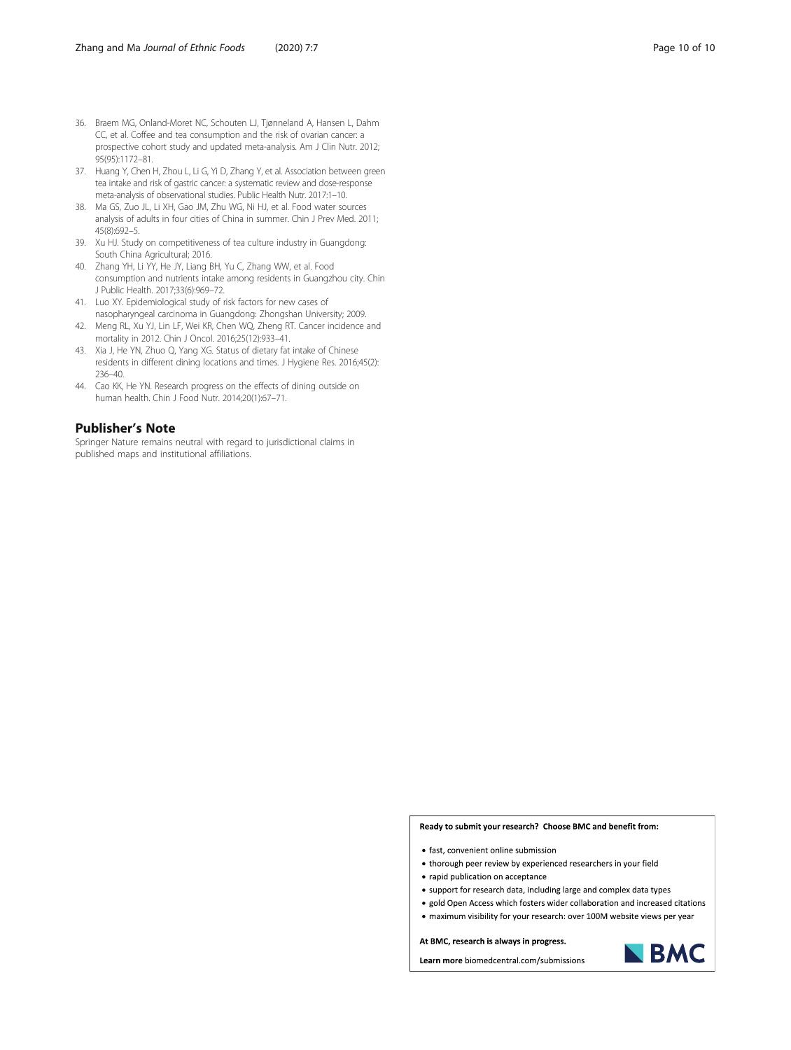36. Braem MG, Onland-Moret NC, Schouten LJ, Tjønneland A, Hansen L, Dahm CC, et al. Coffee and tea consumption and the risk of ovarian cancer: a prospective cohort study and updated meta-analysis. Am J Clin Nutr. 2012; 95(95):1172–81.
37. Huang Y, Chen H, Zhou L, Li G, Yi D, Zhang Y, et al. Association between green tea intake and risk of gastric cancer: a systematic review and dose-response meta-analysis of observational studies. Public Health Nutr. 2017:1–10.
38. Ma GS, Zuo JL, Li XH, Gao JM, Zhu WG, Ni HJ, et al. Food water sources analysis of adults in four cities of China in summer. Chin J Prev Med. 2011; 45(8):692–5.
39. Xu HJ. Study on competitiveness of tea culture industry in Guangdong: South China Agricultural; 2016.
40. Zhang YH, Li YY, He JY, Liang BH, Yu C, Zhang WW, et al. Food consumption and nutrients intake among residents in Guangzhou city. Chin J Public Health. 2017;33(6):969–72.
41. Luo XY. Epidemiological study of risk factors for new cases of nasopharyngeal carcinoma in Guangdong: Zhongshan University; 2009.
42. Meng RL, Xu YJ, Lin LF, Wei KR, Chen WQ, Zheng RT. Cancer incidence and mortality in 2012. Chin J Oncol. 2016;25(12):933–41.
43. Xia J, He YN, Zhuo Q, Yang XG. Status of dietary fat intake of Chinese residents in different dining locations and times. J Hygiene Res. 2016;45(2): 236–40.
44. Cao KK, He YN. Research progress on the effects of dining outside on human health. Chin J Food Nutr. 2014;20(1):67–71.

## Publisher's Note

Springer Nature remains neutral with regard to jurisdictional claims in published maps and institutional affiliations.

**Ready to submit your research? Choose BMC and benefit from:**

- fast, convenient online submission
- thorough peer review by experienced researchers in your field
- rapid publication on acceptance
- support for research data, including large and complex data types
- gold Open Access which fosters wider collaboration and increased citations
- maximum visibility for your research: over 100M website views per year

**At BMC, research is always in progress.**

**Learn more** biomedcentral.com/submissions

BMC